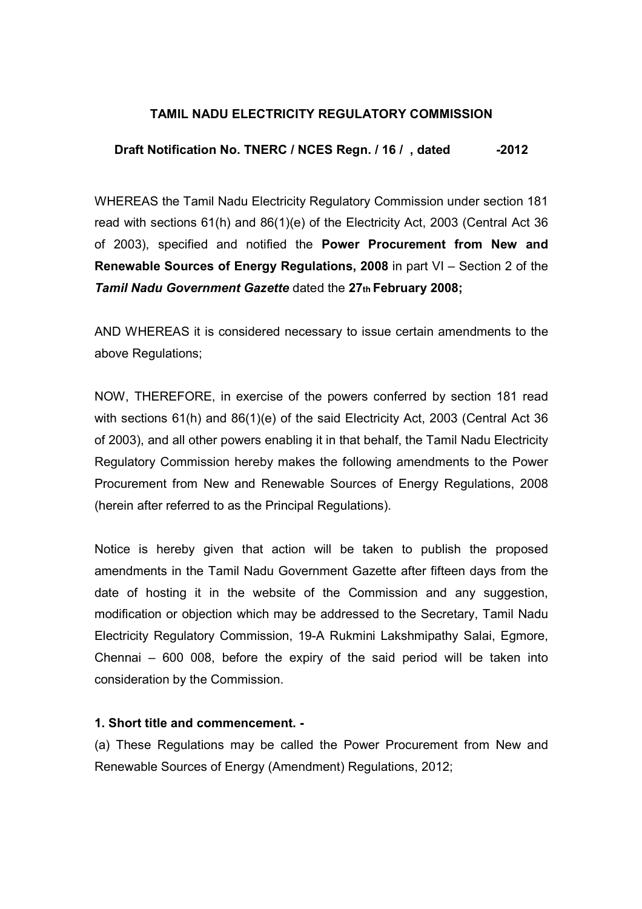**TAMIL NADU ELECTRICITY REGULATORY COMMISSION**

**Draft Notification No. TNERC / NCES Regn. / 16 / , dated -2012**

WHEREAS the Tamil Nadu Electricity Regulatory Commission under section 181 read with sections 61(h) and 86(1)(e) of the Electricity Act, 2003 (Central Act 36 of 2003), specified and notified the **Power Procurement from New and Renewable Sources of Energy Regulations, 2008** in part VI – Section 2 of the ***Tamil Nadu Government Gazette*** dated the **27th February 2008;**

AND WHEREAS it is considered necessary to issue certain amendments to the above Regulations;

NOW, THEREFORE, in exercise of the powers conferred by section 181 read with sections 61(h) and 86(1)(e) of the said Electricity Act, 2003 (Central Act 36 of 2003), and all other powers enabling it in that behalf, the Tamil Nadu Electricity Regulatory Commission hereby makes the following amendments to the Power Procurement from New and Renewable Sources of Energy Regulations, 2008 (herein after referred to as the Principal Regulations).

Notice is hereby given that action will be taken to publish the proposed amendments in the Tamil Nadu Government Gazette after fifteen days from the date of hosting it in the website of the Commission and any suggestion, modification or objection which may be addressed to the Secretary, Tamil Nadu Electricity Regulatory Commission, 19-A Rukmini Lakshmipathy Salai, Egmore, Chennai – 600 008, before the expiry of the said period will be taken into consideration by the Commission.

**1. Short title and commencement. -**

(a) These Regulations may be called the Power Procurement from New and Renewable Sources of Energy (Amendment) Regulations, 2012;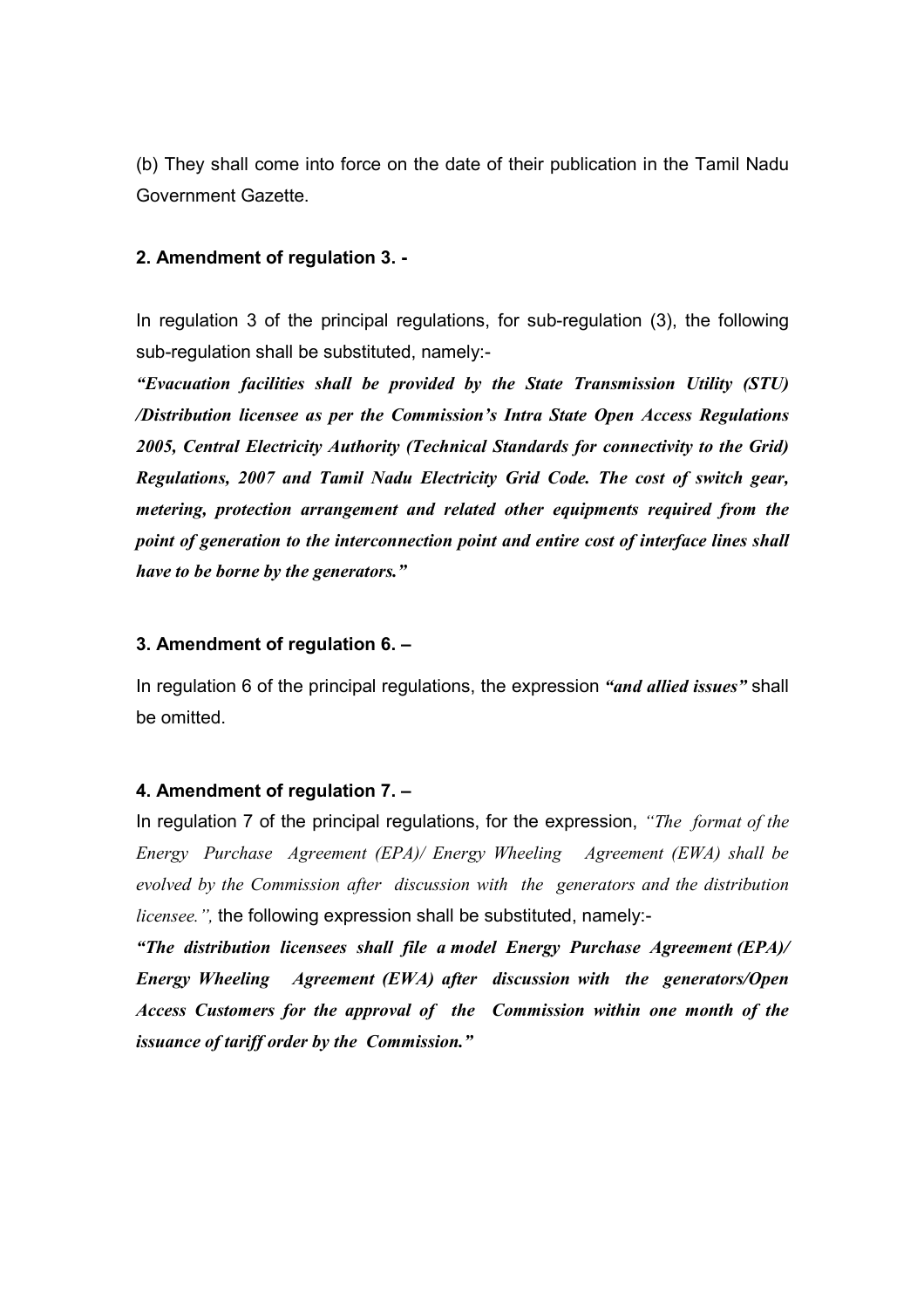(b) They shall come into force on the date of their publication in the Tamil Nadu Government Gazette.

**2. Amendment of regulation 3. -**

In regulation 3 of the principal regulations, for sub-regulation (3), the following sub-regulation shall be substituted, namely:-

***"Evacuation facilities shall be provided by the State Transmission Utility (STU) /Distribution licensee as per the Commission's Intra State Open Access Regulations 2005, Central Electricity Authority (Technical Standards for connectivity to the Grid) Regulations, 2007 and Tamil Nadu Electricity Grid Code. The cost of switch gear, metering, protection arrangement and related other equipments required from the point of generation to the interconnection point and entire cost of interface lines shall have to be borne by the generators."***

**3. Amendment of regulation 6. –**

In regulation 6 of the principal regulations, the expression ***"and allied issues"*** shall be omitted.

**4. Amendment of regulation 7. –**

In regulation 7 of the principal regulations, for the expression, *"The format of the Energy Purchase Agreement (EPA)/ Energy Wheeling Agreement (EWA) shall be evolved by the Commission after discussion with the generators and the distribution licensee.",* the following expression shall be substituted, namely:-

***"The distribution licensees shall file a model Energy Purchase Agreement (EPA)/ Energy Wheeling Agreement (EWA) after discussion with the generators/Open Access Customers for the approval of the Commission within one month of the issuance of tariff order by the Commission."***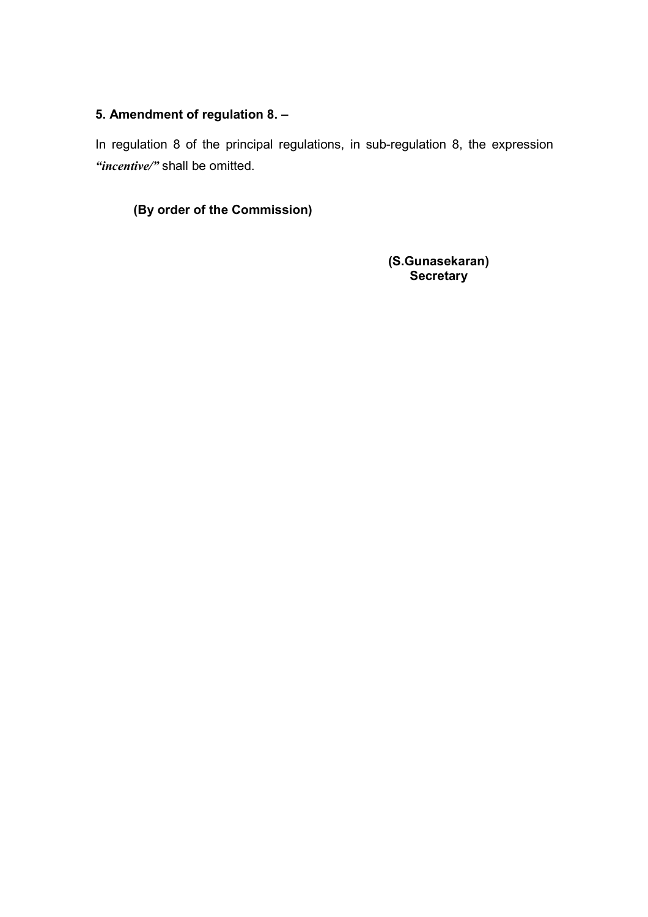**5. Amendment of regulation 8. –**

In regulation 8 of the principal regulations, in sub-regulation 8, the expression ***"incentive/"*** shall be omitted.

**(By order of the Commission)**

**(S.Gunasekaran)**
**Secretary**